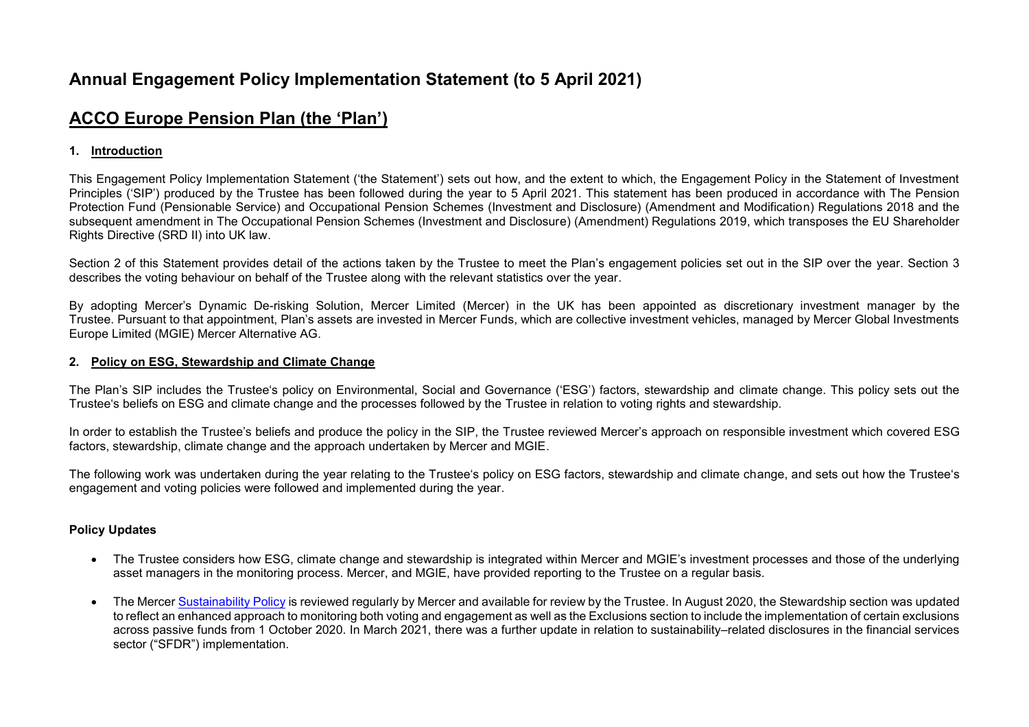# Annual Engagement Policy Implementation Statement (to 5 April 2021)

## ACCO Europe Pension Plan (the 'Plan')

### 1. Introduction

This Engagement Policy Implementation Statement ('the Statement') sets out how, and the extent to which, the Engagement Policy in the Statement of Investment Principles ('SIP') produced by the Trustee has been followed during the year to 5 April 2021. This statement has been produced in accordance with The Pension Protection Fund (Pensionable Service) and Occupational Pension Schemes (Investment and Disclosure) (Amendment and Modification) Regulations 2018 and the subsequent amendment in The Occupational Pension Schemes (Investment and Disclosure) (Amendment) Regulations 2019, which transposes the EU Shareholder Rights Directive (SRD II) into UK law.

Section 2 of this Statement provides detail of the actions taken by the Trustee to meet the Plan's engagement policies set out in the SIP over the year. Section 3 describes the voting behaviour on behalf of the Trustee along with the relevant statistics over the year.

By adopting Mercer's Dynamic De-risking Solution, Mercer Limited (Mercer) in the UK has been appointed as discretionary investment manager by the Trustee. Pursuant to that appointment, Plan's assets are invested in Mercer Funds, which are collective investment vehicles, managed by Mercer Global Investments Europe Limited (MGIE) Mercer Alternative AG.

### 2. Policy on ESG, Stewardship and Climate Change

The Plan's SIP includes the Trustee's policy on Environmental, Social and Governance ('ESG') factors, stewardship and climate change. This policy sets out the Trustee's beliefs on ESG and climate change and the processes followed by the Trustee in relation to voting rights and stewardship.

In order to establish the Trustee's beliefs and produce the policy in the SIP, the Trustee reviewed Mercer's approach on responsible investment which covered ESG factors, stewardship, climate change and the approach undertaken by Mercer and MGIE.

The following work was undertaken during the year relating to the Trustee's policy on ESG factors, stewardship and climate change, and sets out how the Trustee's engagement and voting policies were followed and implemented during the year.

**Policy Updates**

- The Trustee considers how ESG, climate change and stewardship is integrated within Mercer and MGIE's investment processes and those of the underlying asset managers in the monitoring process. Mercer, and MGIE, have provided reporting to the Trustee on a regular basis.

- The Mercer Sustainability Policy is reviewed regularly by Mercer and available for review by the Trustee. In August 2020, the Stewardship section was updated to reflect an enhanced approach to monitoring both voting and engagement as well as the Exclusions section to include the implementation of certain exclusions across passive funds from 1 October 2020. In March 2021, there was a further update in relation to sustainability–related disclosures in the financial services sector ("SFDR") implementation.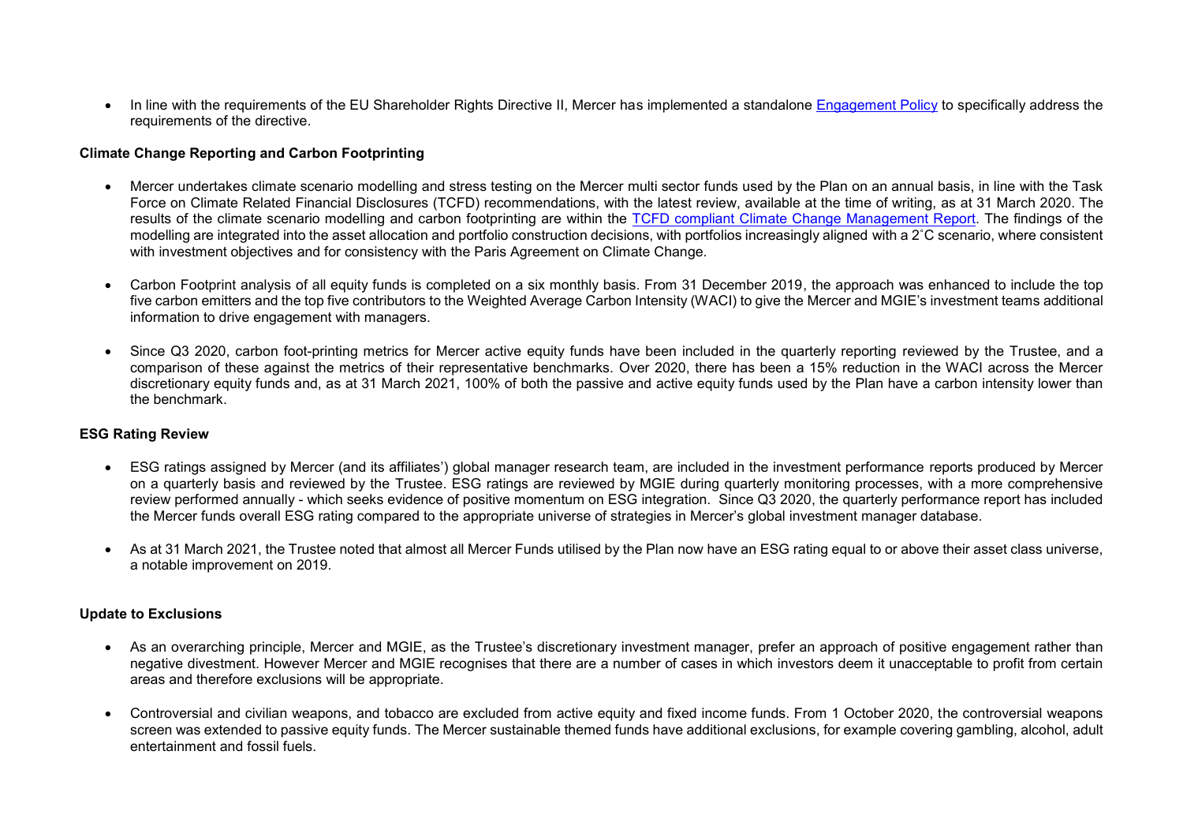- In line with the requirements of the EU Shareholder Rights Directive II, Mercer has implemented a standalone [Engagement Policy] to specifically address the requirements of the directive.

**Climate Change Reporting and Carbon Footprinting**

- Mercer undertakes climate scenario modelling and stress testing on the Mercer multi sector funds used by the Plan on an annual basis, in line with the Task Force on Climate Related Financial Disclosures (TCFD) recommendations, with the latest review, available at the time of writing, as at 31 March 2020. The results of the climate scenario modelling and carbon footprinting are within the [TCFD compliant Climate Change Management Report]. The findings of the modelling are integrated into the asset allocation and portfolio construction decisions, with portfolios increasingly aligned with a 2˚C scenario, where consistent with investment objectives and for consistency with the Paris Agreement on Climate Change.

- Carbon Footprint analysis of all equity funds is completed on a six monthly basis. From 31 December 2019, the approach was enhanced to include the top five carbon emitters and the top five contributors to the Weighted Average Carbon Intensity (WACI) to give the Mercer and MGIE's investment teams additional information to drive engagement with managers.

- Since Q3 2020, carbon foot-printing metrics for Mercer active equity funds have been included in the quarterly reporting reviewed by the Trustee, and a comparison of these against the metrics of their representative benchmarks. Over 2020, there has been a 15% reduction in the WACI across the Mercer discretionary equity funds and, as at 31 March 2021, 100% of both the passive and active equity funds used by the Plan have a carbon intensity lower than the benchmark.

**ESG Rating Review**

- ESG ratings assigned by Mercer (and its affiliates') global manager research team, are included in the investment performance reports produced by Mercer on a quarterly basis and reviewed by the Trustee. ESG ratings are reviewed by MGIE during quarterly monitoring processes, with a more comprehensive review performed annually - which seeks evidence of positive momentum on ESG integration. Since Q3 2020, the quarterly performance report has included the Mercer funds overall ESG rating compared to the appropriate universe of strategies in Mercer's global investment manager database.

- As at 31 March 2021, the Trustee noted that almost all Mercer Funds utilised by the Plan now have an ESG rating equal to or above their asset class universe, a notable improvement on 2019.

**Update to Exclusions**

- As an overarching principle, Mercer and MGIE, as the Trustee's discretionary investment manager, prefer an approach of positive engagement rather than negative divestment. However Mercer and MGIE recognises that there are a number of cases in which investors deem it unacceptable to profit from certain areas and therefore exclusions will be appropriate.

- Controversial and civilian weapons, and tobacco are excluded from active equity and fixed income funds. From 1 October 2020, the controversial weapons screen was extended to passive equity funds. The Mercer sustainable themed funds have additional exclusions, for example covering gambling, alcohol, adult entertainment and fossil fuels.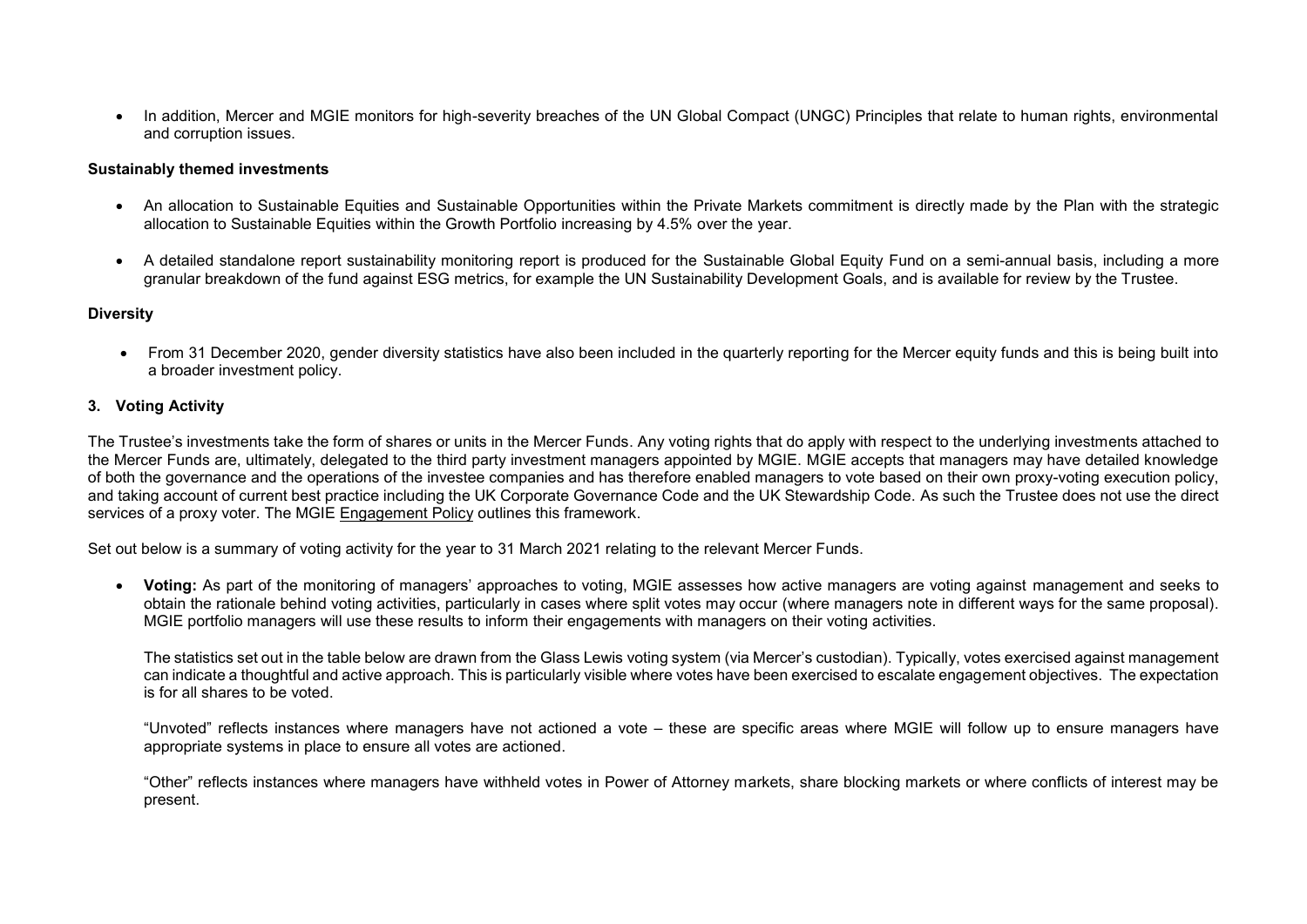- In addition, Mercer and MGIE monitors for high-severity breaches of the UN Global Compact (UNGC) Principles that relate to human rights, environmental and corruption issues.

**Sustainably themed investments**

- An allocation to Sustainable Equities and Sustainable Opportunities within the Private Markets commitment is directly made by the Plan with the strategic allocation to Sustainable Equities within the Growth Portfolio increasing by 4.5% over the year.

- A detailed standalone report sustainability monitoring report is produced for the Sustainable Global Equity Fund on a semi-annual basis, including a more granular breakdown of the fund against ESG metrics, for example the UN Sustainability Development Goals, and is available for review by the Trustee.

**Diversity**

- From 31 December 2020, gender diversity statistics have also been included in the quarterly reporting for the Mercer equity funds and this is being built into a broader investment policy.

**3. Voting Activity**

The Trustee's investments take the form of shares or units in the Mercer Funds. Any voting rights that do apply with respect to the underlying investments attached to the Mercer Funds are, ultimately, delegated to the third party investment managers appointed by MGIE. MGIE accepts that managers may have detailed knowledge of both the governance and the operations of the investee companies and has therefore enabled managers to vote based on their own proxy-voting execution policy, and taking account of current best practice including the UK Corporate Governance Code and the UK Stewardship Code. As such the Trustee does not use the direct services of a proxy voter. The MGIE Engagement Policy outlines this framework.

Set out below is a summary of voting activity for the year to 31 March 2021 relating to the relevant Mercer Funds.

- **Voting:** As part of the monitoring of managers' approaches to voting, MGIE assesses how active managers are voting against management and seeks to obtain the rationale behind voting activities, particularly in cases where split votes may occur (where managers note in different ways for the same proposal). MGIE portfolio managers will use these results to inform their engagements with managers on their voting activities.

  The statistics set out in the table below are drawn from the Glass Lewis voting system (via Mercer's custodian). Typically, votes exercised against management can indicate a thoughtful and active approach. This is particularly visible where votes have been exercised to escalate engagement objectives. The expectation is for all shares to be voted.

  "Unvoted" reflects instances where managers have not actioned a vote – these are specific areas where MGIE will follow up to ensure managers have appropriate systems in place to ensure all votes are actioned.

  "Other" reflects instances where managers have withheld votes in Power of Attorney markets, share blocking markets or where conflicts of interest may be present.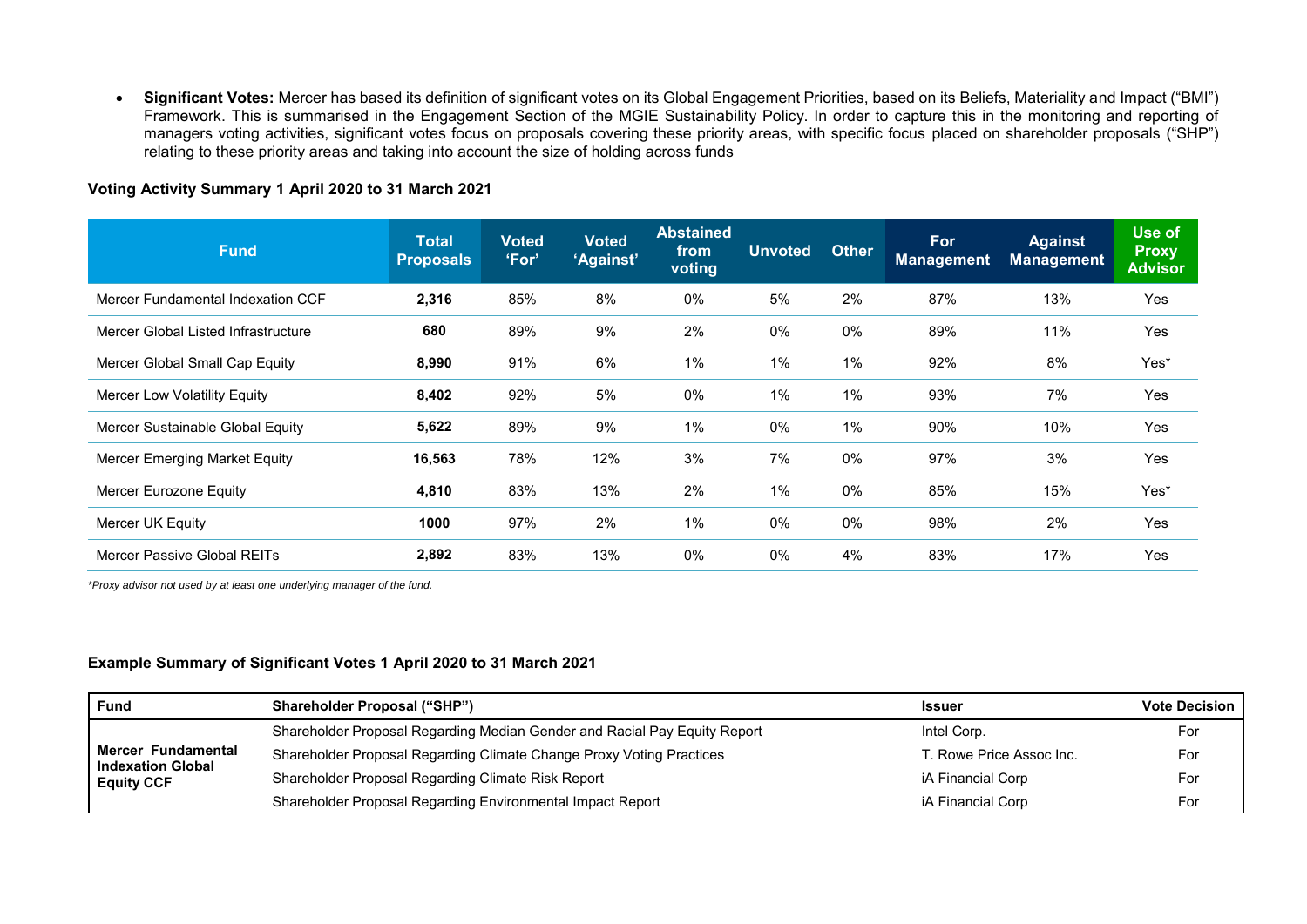- **Significant Votes:** Mercer has based its definition of significant votes on its Global Engagement Priorities, based on its Beliefs, Materiality and Impact ("BMI") Framework. This is summarised in the Engagement Section of the MGIE Sustainability Policy. In order to capture this in the monitoring and reporting of managers voting activities, significant votes focus on proposals covering these priority areas, with specific focus placed on shareholder proposals ("SHP") relating to these priority areas and taking into account the size of holding across funds

**Voting Activity Summary 1 April 2020 to 31 March 2021**

| Fund | Total Proposals | Voted 'For' | Voted 'Against' | Abstained from voting | Unvoted | Other | For Management | Against Management | Use of Proxy Advisor |
|---|---|---|---|---|---|---|---|---|---|
| Mercer Fundamental Indexation CCF | **2,316** | 85% | 8% | 0% | 5% | 2% | 87% | 13% | Yes |
| Mercer Global Listed Infrastructure | **680** | 89% | 9% | 2% | 0% | 0% | 89% | 11% | Yes |
| Mercer Global Small Cap Equity | **8,990** | 91% | 6% | 1% | 1% | 1% | 92% | 8% | Yes* |
| Mercer Low Volatility Equity | **8,402** | 92% | 5% | 0% | 1% | 1% | 93% | 7% | Yes |
| Mercer Sustainable Global Equity | **5,622** | 89% | 9% | 1% | 0% | 1% | 90% | 10% | Yes |
| Mercer Emerging Market Equity | **16,563** | 78% | 12% | 3% | 7% | 0% | 97% | 3% | Yes |
| Mercer Eurozone Equity | **4,810** | 83% | 13% | 2% | 1% | 0% | 85% | 15% | Yes* |
| Mercer UK Equity | **1000** | 97% | 2% | 1% | 0% | 0% | 98% | 2% | Yes |
| Mercer Passive Global REITs | **2,892** | 83% | 13% | 0% | 0% | 4% | 83% | 17% | Yes |

*\*Proxy advisor not used by at least one underlying manager of the fund.*

**Example Summary of Significant Votes 1 April 2020 to 31 March 2021**

| Fund | Shareholder Proposal ("SHP") | Issuer | Vote Decision |
|---|---|---|---|
| **Mercer Fundamental Indexation Global Equity CCF** | Shareholder Proposal Regarding Median Gender and Racial Pay Equity Report | Intel Corp. | For |
| | Shareholder Proposal Regarding Climate Change Proxy Voting Practices | T. Rowe Price Assoc Inc. | For |
| | Shareholder Proposal Regarding Climate Risk Report | iA Financial Corp | For |
| | Shareholder Proposal Regarding Environmental Impact Report | iA Financial Corp | For |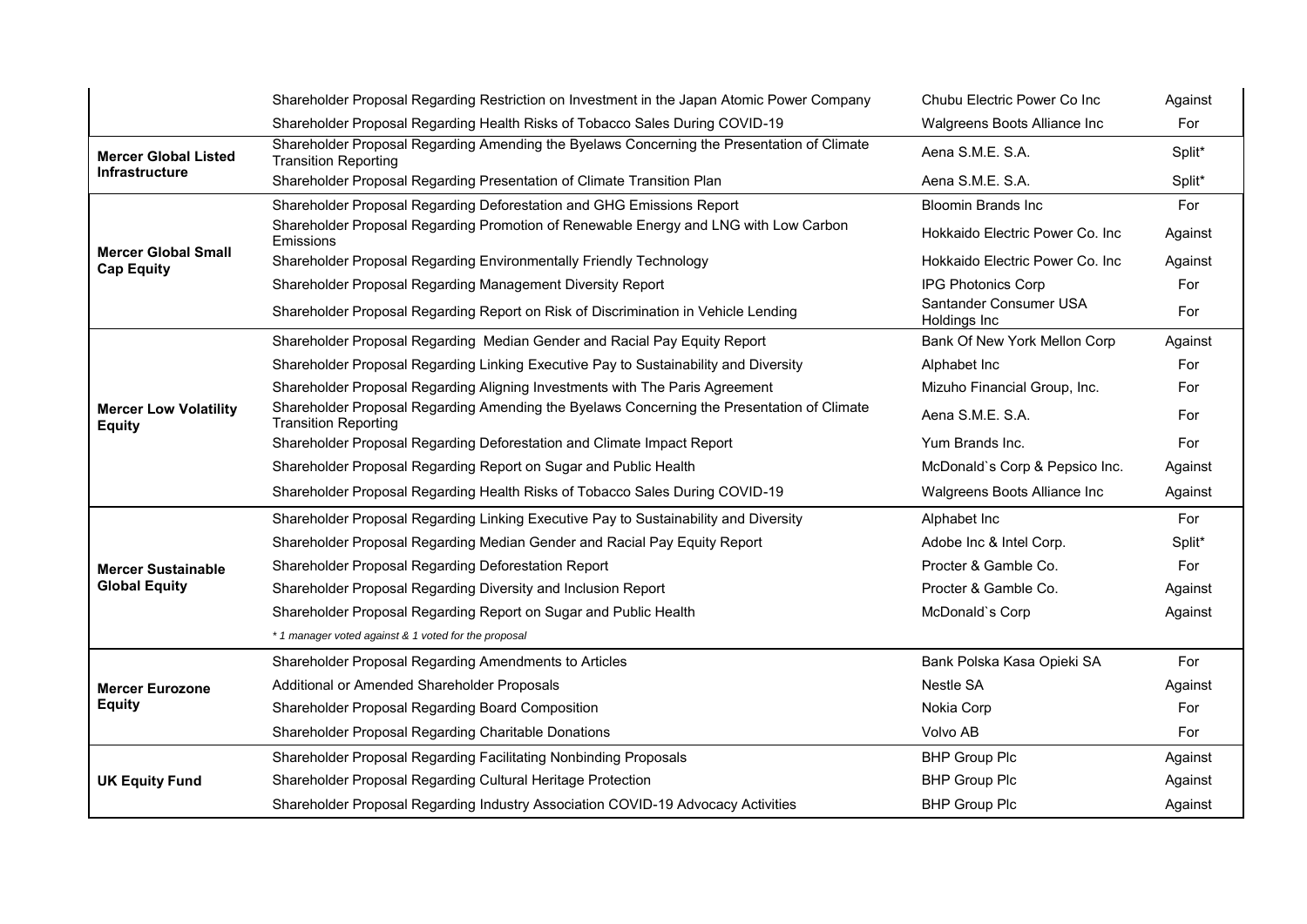| | | | |
|---|---|---|---|
| | Shareholder Proposal Regarding Restriction on Investment in the Japan Atomic Power Company | Chubu Electric Power Co Inc | Against |
| | Shareholder Proposal Regarding Health Risks of Tobacco Sales During COVID-19 | Walgreens Boots Alliance Inc | For |
| **Mercer Global Listed Infrastructure** | Shareholder Proposal Regarding Amending the Byelaws Concerning the Presentation of Climate Transition Reporting | Aena S.M.E. S.A. | Split* |
| | Shareholder Proposal Regarding Presentation of Climate Transition Plan | Aena S.M.E. S.A. | Split* |
| **Mercer Global Small Cap Equity** | Shareholder Proposal Regarding Deforestation and GHG Emissions Report | Bloomin Brands Inc | For |
| | Shareholder Proposal Regarding Promotion of Renewable Energy and LNG with Low Carbon Emissions | Hokkaido Electric Power Co. Inc | Against |
| | Shareholder Proposal Regarding Environmentally Friendly Technology | Hokkaido Electric Power Co. Inc | Against |
| | Shareholder Proposal Regarding Management Diversity Report | IPG Photonics Corp | For |
| | Shareholder Proposal Regarding Report on Risk of Discrimination in Vehicle Lending | Santander Consumer USA Holdings Inc | For |
| **Mercer Low Volatility Equity** | Shareholder Proposal Regarding  Median Gender and Racial Pay Equity Report | Bank Of New York Mellon Corp | Against |
| | Shareholder Proposal Regarding Linking Executive Pay to Sustainability and Diversity | Alphabet Inc | For |
| | Shareholder Proposal Regarding Aligning Investments with The Paris Agreement | Mizuho Financial Group, Inc. | For |
| | Shareholder Proposal Regarding Amending the Byelaws Concerning the Presentation of Climate Transition Reporting | Aena S.M.E. S.A. | For |
| | Shareholder Proposal Regarding Deforestation and Climate Impact Report | Yum Brands Inc. | For |
| | Shareholder Proposal Regarding Report on Sugar and Public Health | McDonald`s Corp & Pepsico Inc. | Against |
| | Shareholder Proposal Regarding Health Risks of Tobacco Sales During COVID-19 | Walgreens Boots Alliance Inc | Against |
| **Mercer Sustainable Global Equity** | Shareholder Proposal Regarding Linking Executive Pay to Sustainability and Diversity | Alphabet Inc | For |
| | Shareholder Proposal Regarding Median Gender and Racial Pay Equity Report | Adobe Inc & Intel Corp. | Split* |
| | Shareholder Proposal Regarding Deforestation Report | Procter & Gamble Co. | For |
| | Shareholder Proposal Regarding Diversity and Inclusion Report | Procter & Gamble Co. | Against |
| | Shareholder Proposal Regarding Report on Sugar and Public Health | McDonald`s Corp | Against |
| | *\* 1 manager voted against & 1 voted for the proposal* | | |
| **Mercer Eurozone Equity** | Shareholder Proposal Regarding Amendments to Articles | Bank Polska Kasa Opieki SA | For |
| | Additional or Amended Shareholder Proposals | Nestle SA | Against |
| | Shareholder Proposal Regarding Board Composition | Nokia Corp | For |
| | Shareholder Proposal Regarding Charitable Donations | Volvo AB | For |
| **UK Equity Fund** | Shareholder Proposal Regarding Facilitating Nonbinding Proposals | BHP Group Plc | Against |
| | Shareholder Proposal Regarding Cultural Heritage Protection | BHP Group Plc | Against |
| | Shareholder Proposal Regarding Industry Association COVID-19 Advocacy Activities | BHP Group Plc | Against |